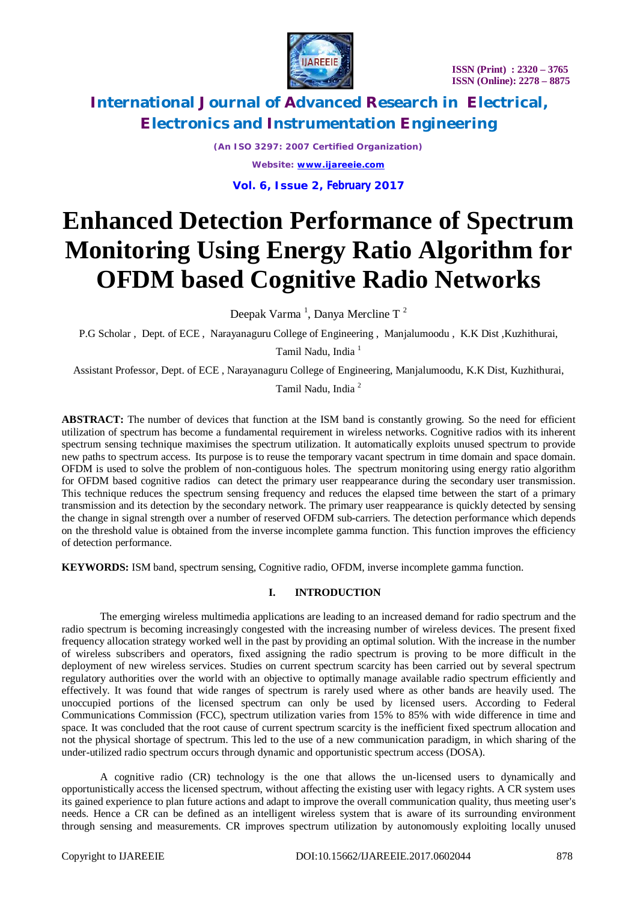# Enhanced Detection Performance of Spectrum Monitoring Using Energy Ratio Algorithm for OFDM based Cognitive Radio Networks

Deepak Varma [1], Danya Mercline T [2]

P.G Scholar , Dept. of ECE , Narayanaguru College of Engineering , Manjalumoodu , K.K Dist ,Kuzhithurai, Tamil Nadu, India [1]

Assistant Professor, Dept. of ECE , Narayanaguru College of Engineering, Manjalumoodu, K.K Dist, Kuzhithurai, Tamil Nadu, India [2]

**ABSTRACT:** The number of devices that function at the ISM band is constantly growing. So the need for efficient utilization of spectrum has become a fundamental requirement in wireless networks. Cognitive radios with its inherent spectrum sensing technique maximises the spectrum utilization. It automatically exploits unused spectrum to provide new paths to spectrum access. Its purpose is to reuse the temporary vacant spectrum in time domain and space domain. OFDM is used to solve the problem of non-contiguous holes. The spectrum monitoring using energy ratio algorithm for OFDM based cognitive radios can detect the primary user reappearance during the secondary user transmission. This technique reduces the spectrum sensing frequency and reduces the elapsed time between the start of a primary transmission and its detection by the secondary network. The primary user reappearance is quickly detected by sensing the change in signal strength over a number of reserved OFDM sub-carriers. The detection performance which depends on the threshold value is obtained from the inverse incomplete gamma function. This function improves the efficiency of detection performance.

**KEYWORDS:** ISM band, spectrum sensing, Cognitive radio, OFDM, inverse incomplete gamma function.

## I. INTRODUCTION

The emerging wireless multimedia applications are leading to an increased demand for radio spectrum and the radio spectrum is becoming increasingly congested with the increasing number of wireless devices. The present fixed frequency allocation strategy worked well in the past by providing an optimal solution. With the increase in the number of wireless subscribers and operators, fixed assigning the radio spectrum is proving to be more difficult in the deployment of new wireless services. Studies on current spectrum scarcity has been carried out by several spectrum regulatory authorities over the world with an objective to optimally manage available radio spectrum efficiently and effectively. It was found that wide ranges of spectrum is rarely used where as other bands are heavily used. The unoccupied portions of the licensed spectrum can only be used by licensed users. According to Federal Communications Commission (FCC), spectrum utilization varies from 15% to 85% with wide difference in time and space. It was concluded that the root cause of current spectrum scarcity is the inefficient fixed spectrum allocation and not the physical shortage of spectrum. This led to the use of a new communication paradigm, in which sharing of the under-utilized radio spectrum occurs through dynamic and opportunistic spectrum access (DOSA).

A cognitive radio (CR) technology is the one that allows the un-licensed users to dynamically and opportunistically access the licensed spectrum, without affecting the existing user with legacy rights. A CR system uses its gained experience to plan future actions and adapt to improve the overall communication quality, thus meeting user's needs. Hence a CR can be defined as an intelligent wireless system that is aware of its surrounding environment through sensing and measurements. CR improves spectrum utilization by autonomously exploiting locally unused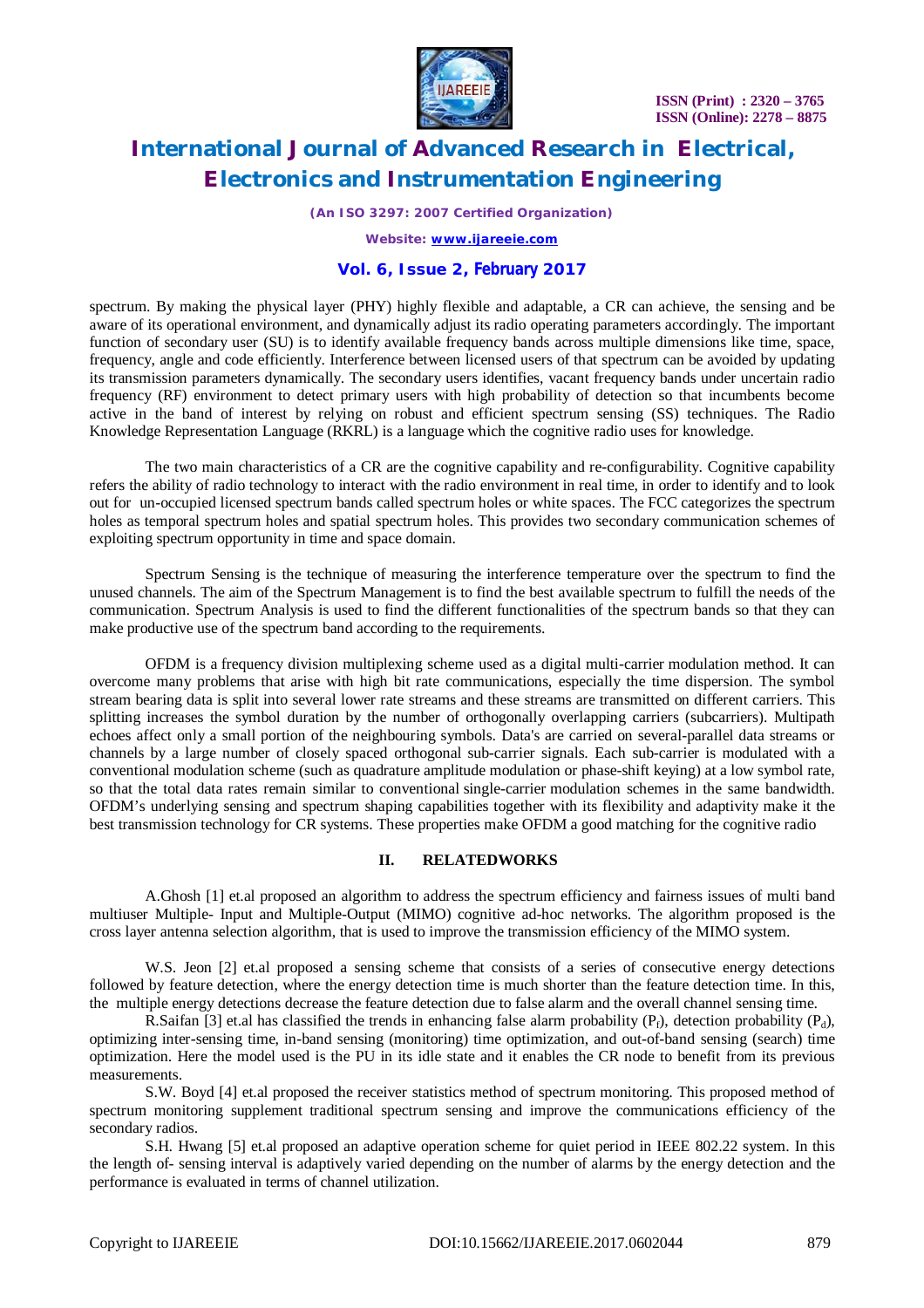spectrum. By making the physical layer (PHY) highly flexible and adaptable, a CR can achieve, the sensing and be aware of its operational environment, and dynamically adjust its radio operating parameters accordingly. The important function of secondary user (SU) is to identify available frequency bands across multiple dimensions like time, space, frequency, angle and code efficiently. Interference between licensed users of that spectrum can be avoided by updating its transmission parameters dynamically. The secondary users identifies, vacant frequency bands under uncertain radio frequency (RF) environment to detect primary users with high probability of detection so that incumbents become active in the band of interest by relying on robust and efficient spectrum sensing (SS) techniques. The Radio Knowledge Representation Language (RKRL) is a language which the cognitive radio uses for knowledge.

The two main characteristics of a CR are the cognitive capability and re-configurability. Cognitive capability refers the ability of radio technology to interact with the radio environment in real time, in order to identify and to look out for un-occupied licensed spectrum bands called spectrum holes or white spaces. The FCC categorizes the spectrum holes as temporal spectrum holes and spatial spectrum holes. This provides two secondary communication schemes of exploiting spectrum opportunity in time and space domain.

Spectrum Sensing is the technique of measuring the interference temperature over the spectrum to find the unused channels. The aim of the Spectrum Management is to find the best available spectrum to fulfill the needs of the communication. Spectrum Analysis is used to find the different functionalities of the spectrum bands so that they can make productive use of the spectrum band according to the requirements.

OFDM is a frequency division multiplexing scheme used as a digital multi-carrier modulation method. It can overcome many problems that arise with high bit rate communications, especially the time dispersion. The symbol stream bearing data is split into several lower rate streams and these streams are transmitted on different carriers. This splitting increases the symbol duration by the number of orthogonally overlapping carriers (subcarriers). Multipath echoes affect only a small portion of the neighbouring symbols. Data's are carried on several-parallel data streams or channels by a large number of closely spaced orthogonal sub-carrier signals. Each sub-carrier is modulated with a conventional modulation scheme (such as quadrature amplitude modulation or phase-shift keying) at a low symbol rate, so that the total data rates remain similar to conventional single-carrier modulation schemes in the same bandwidth. OFDM's underlying sensing and spectrum shaping capabilities together with its flexibility and adaptivity make it the best transmission technology for CR systems. These properties make OFDM a good matching for the cognitive radio

## II. RELATEDWORKS

A.Ghosh [1] et.al proposed an algorithm to address the spectrum efficiency and fairness issues of multi band multiuser Multiple- Input and Multiple-Output (MIMO) cognitive ad-hoc networks. The algorithm proposed is the cross layer antenna selection algorithm, that is used to improve the transmission efficiency of the MIMO system.

W.S. Jeon [2] et.al proposed a sensing scheme that consists of a series of consecutive energy detections followed by feature detection, where the energy detection time is much shorter than the feature detection time. In this, the multiple energy detections decrease the feature detection due to false alarm and the overall channel sensing time.

R.Saifan [3] et.al has classified the trends in enhancing false alarm probability ($P_f$), detection probability ($P_d$), optimizing inter-sensing time, in-band sensing (monitoring) time optimization, and out-of-band sensing (search) time optimization. Here the model used is the PU in its idle state and it enables the CR node to benefit from its previous measurements.

S.W. Boyd [4] et.al proposed the receiver statistics method of spectrum monitoring. This proposed method of spectrum monitoring supplement traditional spectrum sensing and improve the communications efficiency of the secondary radios.

S.H. Hwang [5] et.al proposed an adaptive operation scheme for quiet period in IEEE 802.22 system. In this the length of- sensing interval is adaptively varied depending on the number of alarms by the energy detection and the performance is evaluated in terms of channel utilization.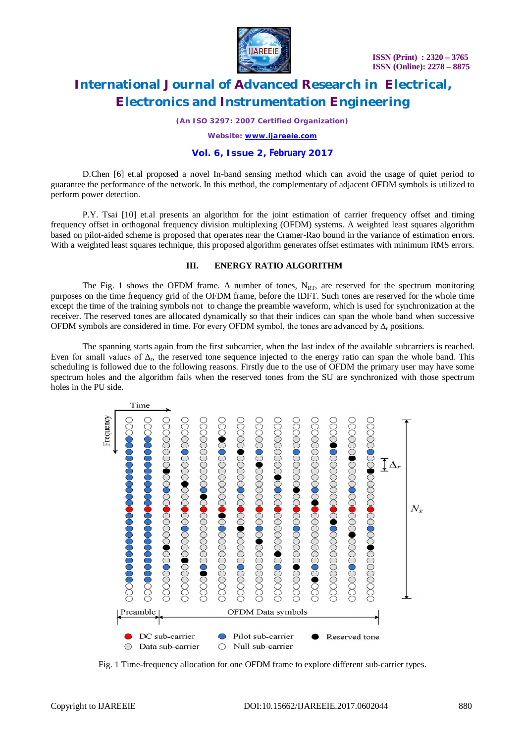D.Chen [6] et.al proposed a novel In-band sensing method which can avoid the usage of quiet period to guarantee the performance of the network. In this method, the complementary of adjacent OFDM symbols is utilized to perform power detection.

P.Y. Tsai [10] et.al presents an algorithm for the joint estimation of carrier frequency offset and timing frequency offset in orthogonal frequency division multiplexing (OFDM) systems. A weighted least squares algorithm based on pilot-aided scheme is proposed that operates near the Cramer-Rao bound in the variance of estimation errors. With a weighted least squares technique, this proposed algorithm generates offset estimates with minimum RMS errors.

## III. ENERGY RATIO ALGORITHM

The Fig. 1 shows the OFDM frame. A number of tones, $N_{RT}$, are reserved for the spectrum monitoring purposes on the time frequency grid of the OFDM frame, before the IDFT. Such tones are reserved for the whole time except the time of the training symbols not to change the preamble waveform, which is used for synchronization at the receiver. The reserved tones are allocated dynamically so that their indices can span the whole band when successive OFDM symbols are considered in time. For every OFDM symbol, the tones are advanced by $\Delta_r$ positions.

The spanning starts again from the first subcarrier, when the last index of the available subcarriers is reached. Even for small values of $\Delta_r$, the reserved tone sequence injected to the energy ratio can span the whole band. This scheduling is followed due to the following reasons. Firstly due to the use of OFDM the primary user may have some spectrum holes and the algorithm fails when the reserved tones from the SU are synchronized with those spectrum holes in the PU side.

Time

Frequency

$\Delta_r$

$N_s$

Preamble

OFDM Data symbols

DC sub-carrier

Pilot sub-carrier

Reserved tone

Data sub-carrier

Null sub-carrier

Fig. 1 Time-frequency allocation for one OFDM frame to explore different sub-carrier types.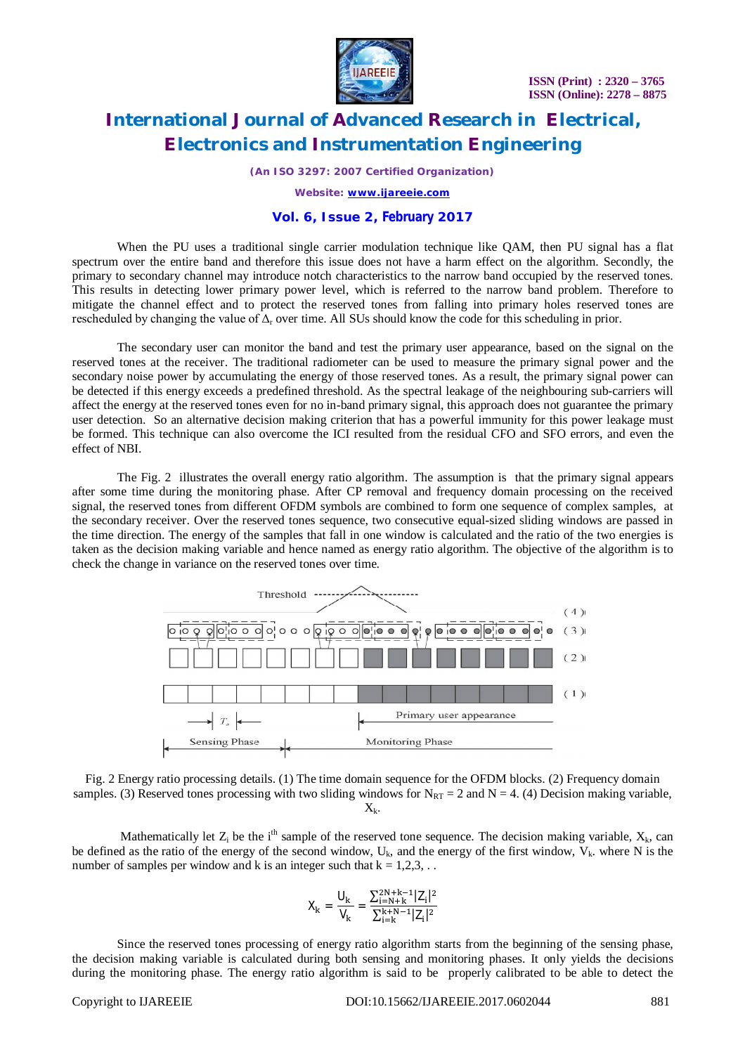When the PU uses a traditional single carrier modulation technique like QAM, then PU signal has a flat spectrum over the entire band and therefore this issue does not have a harm effect on the algorithm. Secondly, the primary to secondary channel may introduce notch characteristics to the narrow band occupied by the reserved tones. This results in detecting lower primary power level, which is referred to the narrow band problem. Therefore to mitigate the channel effect and to protect the reserved tones from falling into primary holes reserved tones are rescheduled by changing the value of $\Delta_r$ over time. All SUs should know the code for this scheduling in prior.

The secondary user can monitor the band and test the primary user appearance, based on the signal on the reserved tones at the receiver. The traditional radiometer can be used to measure the primary signal power and the secondary noise power by accumulating the energy of those reserved tones. As a result, the primary signal power can be detected if this energy exceeds a predefined threshold. As the spectral leakage of the neighbouring sub-carriers will affect the energy at the reserved tones even for no in-band primary signal, this approach does not guarantee the primary user detection. So an alternative decision making criterion that has a powerful immunity for this power leakage must be formed. This technique can also overcome the ICI resulted from the residual CFO and SFO errors, and even the effect of NBI.

The Fig. 2 illustrates the overall energy ratio algorithm. The assumption is that the primary signal appears after some time during the monitoring phase. After CP removal and frequency domain processing on the received signal, the reserved tones from different OFDM symbols are combined to form one sequence of complex samples, at the secondary receiver. Over the reserved tones sequence, two consecutive equal-sized sliding windows are passed in the time direction. The energy of the samples that fall in one window is calculated and the ratio of the two energies is taken as the decision making variable and hence named as energy ratio algorithm. The objective of the algorithm is to check the change in variance on the reserved tones over time.

Threshold

(4)

(3)

(2)

(1)

$T_s$

Primary user appearance

Sensing Phase

Monitoring Phase

Fig. 2 Energy ratio processing details. (1) The time domain sequence for the OFDM blocks. (2) Frequency domain samples. (3) Reserved tones processing with two sliding windows for $N_{RT}$ = 2 and N = 4. (4) Decision making variable, $X_k$.

Mathematically let $Z_i$ be the $i^{th}$ sample of the reserved tone sequence. The decision making variable, $X_k$, can be defined as the ratio of the energy of the second window, $U_k$, and the energy of the first window, $V_k$. where N is the number of samples per window and k is an integer such that k = 1,2,3, . .

$$X_k = \frac{U_k}{V_k} = \frac{\sum_{i=N+k}^{2N+k-1} |Z_i|^2}{\sum_{i=k}^{k+N-1} |Z_i|^2}$$

Since the reserved tones processing of energy ratio algorithm starts from the beginning of the sensing phase, the decision making variable is calculated during both sensing and monitoring phases. It only yields the decisions during the monitoring phase. The energy ratio algorithm is said to be properly calibrated to be able to detect the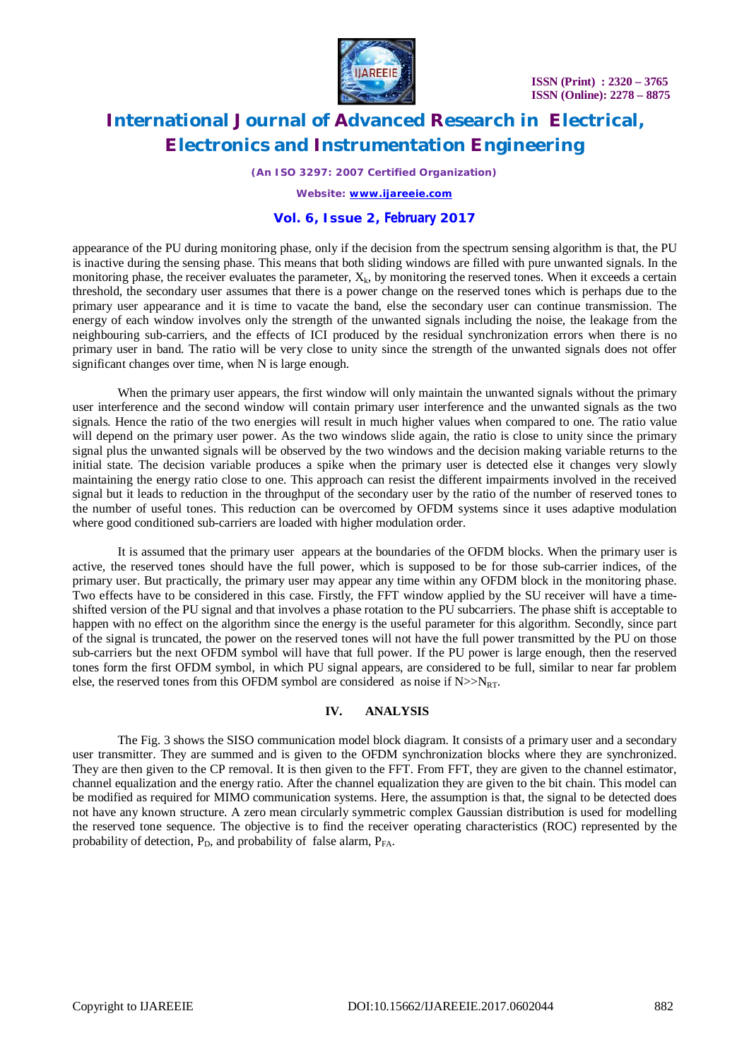appearance of the PU during monitoring phase, only if the decision from the spectrum sensing algorithm is that, the PU is inactive during the sensing phase. This means that both sliding windows are filled with pure unwanted signals. In the monitoring phase, the receiver evaluates the parameter, $X_k$, by monitoring the reserved tones. When it exceeds a certain threshold, the secondary user assumes that there is a power change on the reserved tones which is perhaps due to the primary user appearance and it is time to vacate the band, else the secondary user can continue transmission. The energy of each window involves only the strength of the unwanted signals including the noise, the leakage from the neighbouring sub-carriers, and the effects of ICI produced by the residual synchronization errors when there is no primary user in band. The ratio will be very close to unity since the strength of the unwanted signals does not offer significant changes over time, when N is large enough.

When the primary user appears, the first window will only maintain the unwanted signals without the primary user interference and the second window will contain primary user interference and the unwanted signals as the two signals. Hence the ratio of the two energies will result in much higher values when compared to one. The ratio value will depend on the primary user power. As the two windows slide again, the ratio is close to unity since the primary signal plus the unwanted signals will be observed by the two windows and the decision making variable returns to the initial state. The decision variable produces a spike when the primary user is detected else it changes very slowly maintaining the energy ratio close to one. This approach can resist the different impairments involved in the received signal but it leads to reduction in the throughput of the secondary user by the ratio of the number of reserved tones to the number of useful tones. This reduction can be overcomed by OFDM systems since it uses adaptive modulation where good conditioned sub-carriers are loaded with higher modulation order.

It is assumed that the primary user appears at the boundaries of the OFDM blocks. When the primary user is active, the reserved tones should have the full power, which is supposed to be for those sub-carrier indices, of the primary user. But practically, the primary user may appear any time within any OFDM block in the monitoring phase. Two effects have to be considered in this case. Firstly, the FFT window applied by the SU receiver will have a time-shifted version of the PU signal and that involves a phase rotation to the PU subcarriers. The phase shift is acceptable to happen with no effect on the algorithm since the energy is the useful parameter for this algorithm. Secondly, since part of the signal is truncated, the power on the reserved tones will not have the full power transmitted by the PU on those sub-carriers but the next OFDM symbol will have that full power. If the PU power is large enough, then the reserved tones form the first OFDM symbol, in which PU signal appears, are considered to be full, similar to near far problem else, the reserved tones from this OFDM symbol are considered as noise if $N >> N_{RT}$.

## IV. ANALYSIS

The Fig. 3 shows the SISO communication model block diagram. It consists of a primary user and a secondary user transmitter. They are summed and is given to the OFDM synchronization blocks where they are synchronized. They are then given to the CP removal. It is then given to the FFT. From FFT, they are given to the channel estimator, channel equalization and the energy ratio. After the channel equalization they are given to the bit chain. This model can be modified as required for MIMO communication systems. Here, the assumption is that, the signal to be detected does not have any known structure. A zero mean circularly symmetric complex Gaussian distribution is used for modelling the reserved tone sequence. The objective is to find the receiver operating characteristics (ROC) represented by the probability of detection, $P_D$, and probability of false alarm, $P_{FA}$.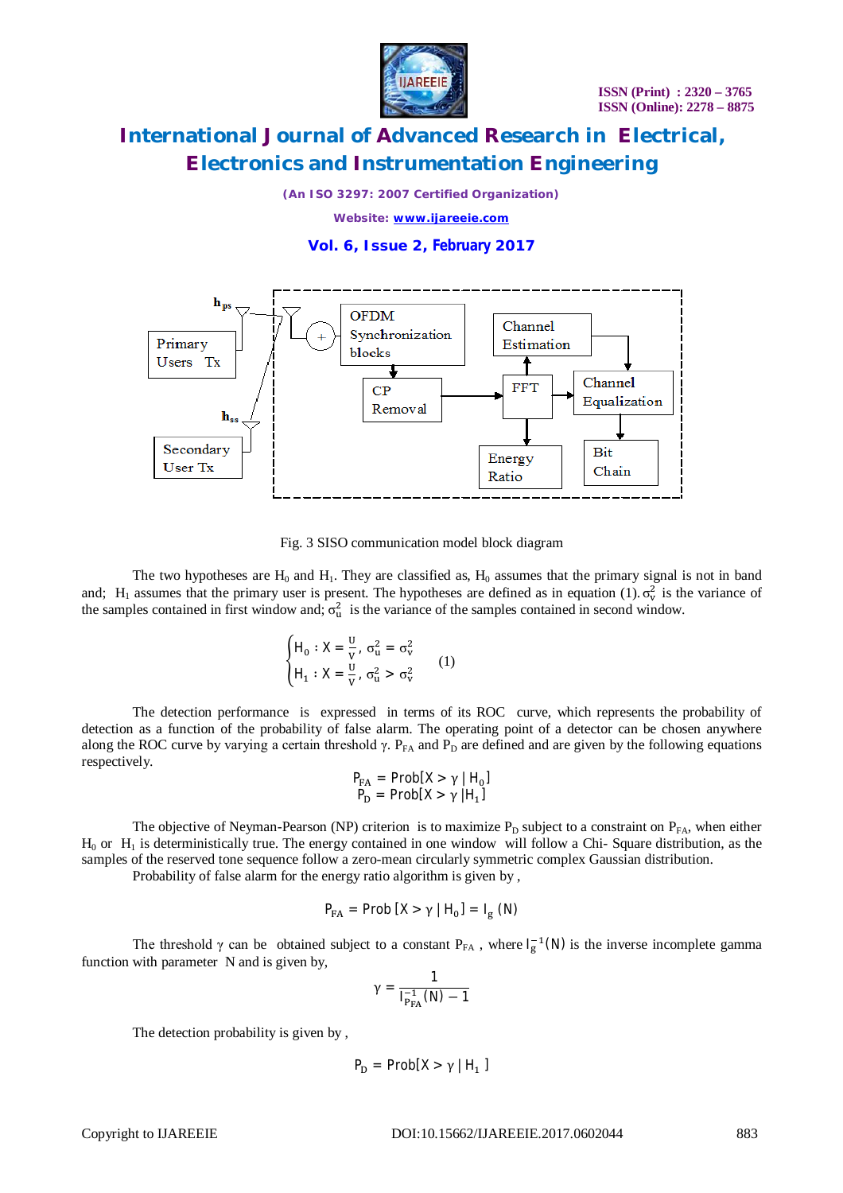Primary Users Tx

Secondary User Tx

$h_{ps}$

$h_{ss}$

OFDM Synchronization blocks

CP Removal

Channel Estimation

FFT

Channel Equalization

Energy Ratio

Bit Chain

Fig. 3 SISO communication model block diagram

The two hypotheses are $H_0$ and $H_1$. They are classified as, $H_0$ assumes that the primary signal is not in band and; $H_1$ assumes that the primary user is present. The hypotheses are defined as in equation (1). $\sigma_v^2$ is the variance of the samples contained in first window and; $\sigma_u^2$ is the variance of the samples contained in second window.

$$\begin{cases} H_0 : X = \frac{U}{V}, \ \sigma_u^2 = \sigma_v^2 \\ H_1 : X = \frac{U}{V}, \ \sigma_u^2 > \sigma_v^2 \end{cases} \quad (1)$$

The detection performance is expressed in terms of its ROC curve, which represents the probability of detection as a function of the probability of false alarm. The operating point of a detector can be chosen anywhere along the ROC curve by varying a certain threshold $\gamma$. $P_{FA}$ and $P_D$ are defined and are given by the following equations respectively.

$$P_{FA} = \text{Prob}[X > \gamma \mid H_0]$$
$$P_D = \text{Prob}[X > \gamma \mid H_1]$$

The objective of Neyman-Pearson (NP) criterion is to maximize $P_D$ subject to a constraint on $P_{FA}$, when either $H_0$ or $H_1$ is deterministically true. The energy contained in one window will follow a Chi- Square distribution, as the samples of the reserved tone sequence follow a zero-mean circularly symmetric complex Gaussian distribution.

Probability of false alarm for the energy ratio algorithm is given by ,

$$P_{FA} = \text{Prob}\,[X > \gamma \mid H_0] = I_g\,(N)$$

The threshold $\gamma$ can be obtained subject to a constant $P_{FA}$ , where $I_g^{-1}(N)$ is the inverse incomplete gamma function with parameter N and is given by,

$$\gamma = \frac{1}{I_{P_{FA}}^{-1}(N) - 1}$$

The detection probability is given by ,

$$P_D = \text{Prob}[X > \gamma \mid H_1]$$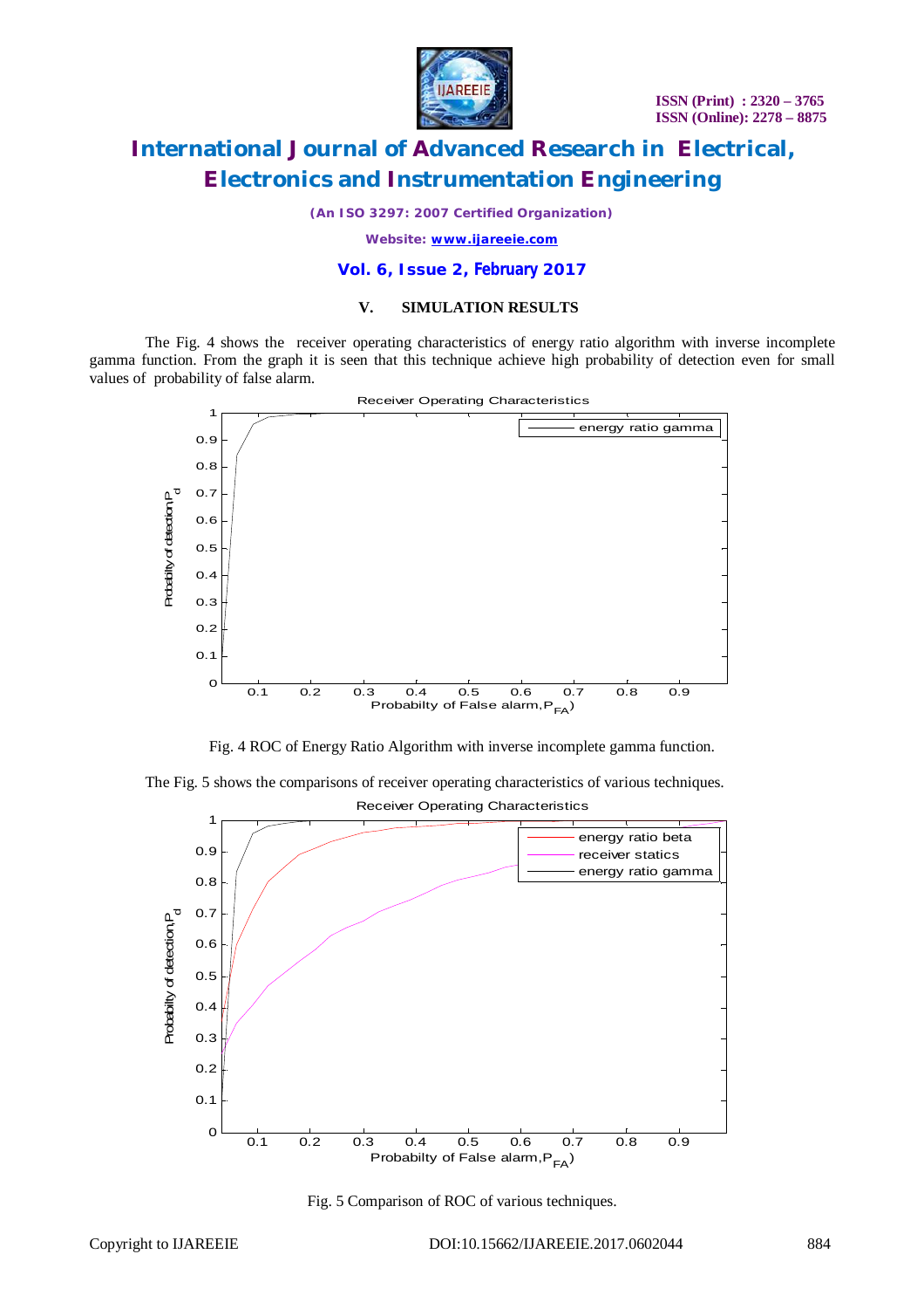## V. SIMULATION RESULTS

The Fig. 4 shows the receiver operating characteristics of energy ratio algorithm with inverse incomplete gamma function. From the graph it is seen that this technique achieve high probability of detection even for small values of probability of false alarm.

Fig. 4 ROC of Energy Ratio Algorithm with inverse incomplete gamma function.

The Fig. 5 shows the comparisons of receiver operating characteristics of various techniques.

Fig. 5 Comparison of ROC of various techniques.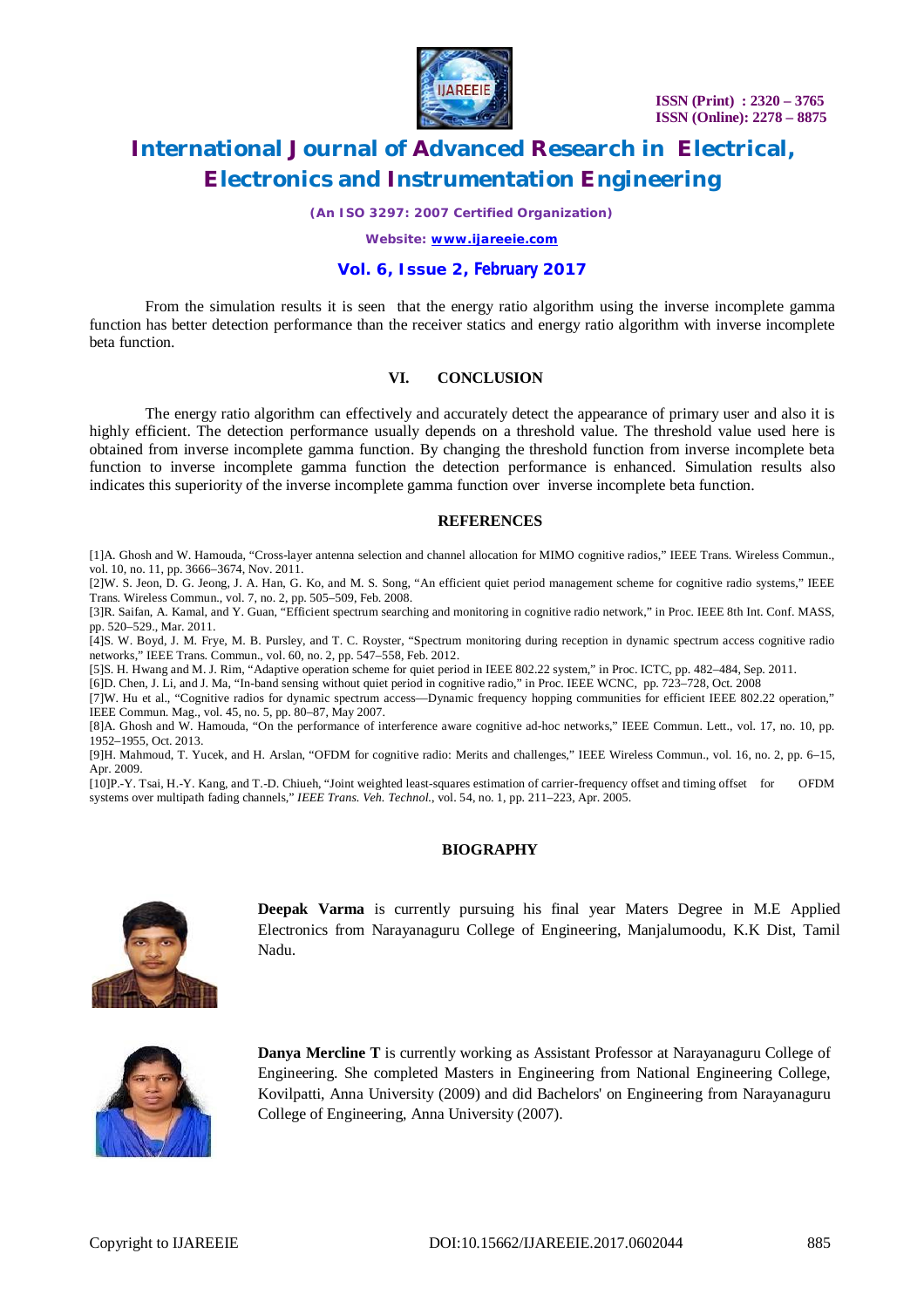From the simulation results it is seen that the energy ratio algorithm using the inverse incomplete gamma function has better detection performance than the receiver statics and energy ratio algorithm with inverse incomplete beta function.

## VI. CONCLUSION

The energy ratio algorithm can effectively and accurately detect the appearance of primary user and also it is highly efficient. The detection performance usually depends on a threshold value. The threshold value used here is obtained from inverse incomplete gamma function. By changing the threshold function from inverse incomplete beta function to inverse incomplete gamma function the detection performance is enhanced. Simulation results also indicates this superiority of the inverse incomplete gamma function over inverse incomplete beta function.

## REFERENCES

[1]A. Ghosh and W. Hamouda, "Cross-layer antenna selection and channel allocation for MIMO cognitive radios," IEEE Trans. Wireless Commun., vol. 10, no. 11, pp. 3666–3674, Nov. 2011.

[2]W. S. Jeon, D. G. Jeong, J. A. Han, G. Ko, and M. S. Song, "An efficient quiet period management scheme for cognitive radio systems," IEEE Trans. Wireless Commun., vol. 7, no. 2, pp. 505–509, Feb. 2008.

[3]R. Saifan, A. Kamal, and Y. Guan, "Efficient spectrum searching and monitoring in cognitive radio network," in Proc. IEEE 8th Int. Conf. MASS, pp. 520–529., Mar. 2011.

[4]S. W. Boyd, J. M. Frye, M. B. Pursley, and T. C. Royster, "Spectrum monitoring during reception in dynamic spectrum access cognitive radio networks," IEEE Trans. Commun., vol. 60, no. 2, pp. 547–558, Feb. 2012.

[5]S. H. Hwang and M. J. Rim, "Adaptive operation scheme for quiet period in IEEE 802.22 system," in Proc. ICTC, pp. 482–484, Sep. 2011.

[6]D. Chen, J. Li, and J. Ma, "In-band sensing without quiet period in cognitive radio," in Proc. IEEE WCNC, pp. 723–728, Oct. 2008

[7]W. Hu et al., "Cognitive radios for dynamic spectrum access—Dynamic frequency hopping communities for efficient IEEE 802.22 operation," IEEE Commun. Mag., vol. 45, no. 5, pp. 80–87, May 2007.

[8]A. Ghosh and W. Hamouda, "On the performance of interference aware cognitive ad-hoc networks," IEEE Commun. Lett., vol. 17, no. 10, pp. 1952–1955, Oct. 2013.

[9]H. Mahmoud, T. Yucek, and H. Arslan, "OFDM for cognitive radio: Merits and challenges," IEEE Wireless Commun., vol. 16, no. 2, pp. 6–15, Apr. 2009.

[10]P.-Y. Tsai, H.-Y. Kang, and T.-D. Chiueh, "Joint weighted least-squares estimation of carrier-frequency offset and timing offset for OFDM systems over multipath fading channels," *IEEE Trans. Veh. Technol.*, vol. 54, no. 1, pp. 211–223, Apr. 2005.

## BIOGRAPHY

**Deepak Varma** is currently pursuing his final year Maters Degree in M.E Applied Electronics from Narayanaguru College of Engineering, Manjalumoodu, K.K Dist, Tamil Nadu.

**Danya Mercline T** is currently working as Assistant Professor at Narayanaguru College of Engineering. She completed Masters in Engineering from National Engineering College, Kovilpatti, Anna University (2009) and did Bachelors' on Engineering from Narayanaguru College of Engineering, Anna University (2007).